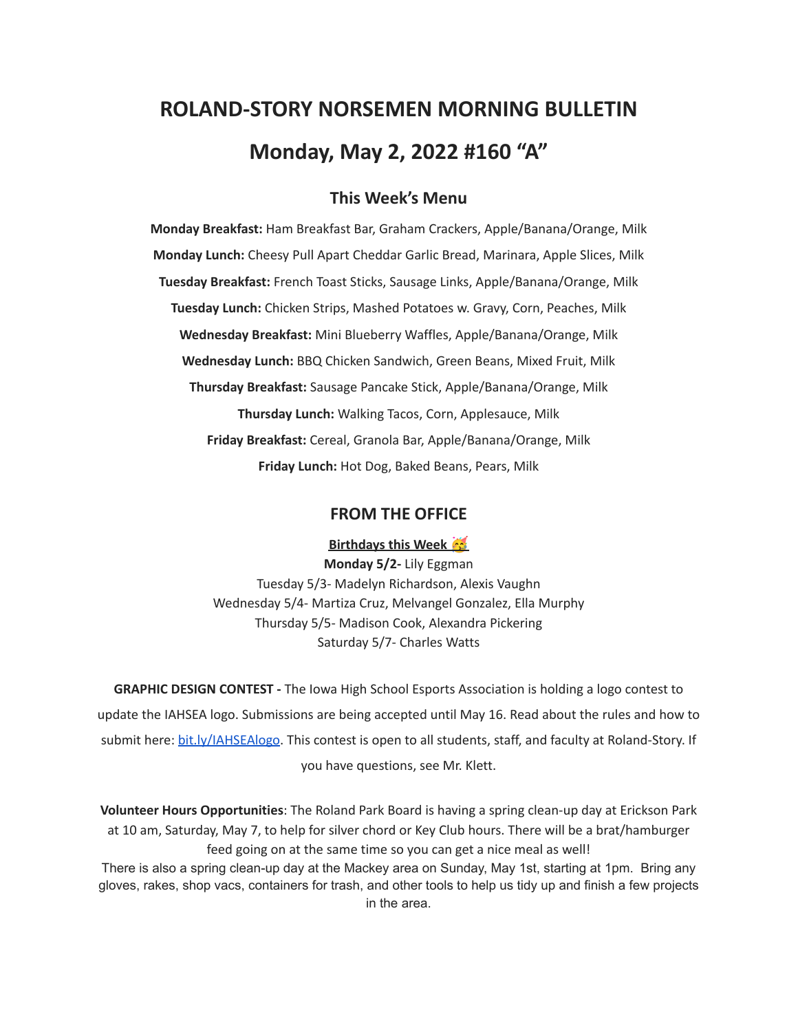# ROLAND-STORY NORSEMEN MORNING BULLETIN

# Monday, May 2, 2022 #160 "A"

## This Week's Menu

**Monday Breakfast:** Ham Breakfast Bar, Graham Crackers, Apple/Banana/Orange, Milk

**Monday Lunch:** Cheesy Pull Apart Cheddar Garlic Bread, Marinara, Apple Slices, Milk

**Tuesday Breakfast:** French Toast Sticks, Sausage Links, Apple/Banana/Orange, Milk

**Tuesday Lunch:** Chicken Strips, Mashed Potatoes w. Gravy, Corn, Peaches, Milk

**Wednesday Breakfast:** Mini Blueberry Waffles, Apple/Banana/Orange, Milk

**Wednesday Lunch:** BBQ Chicken Sandwich, Green Beans, Mixed Fruit, Milk

**Thursday Breakfast:** Sausage Pancake Stick, Apple/Banana/Orange, Milk

**Thursday Lunch:** Walking Tacos, Corn, Applesauce, Milk

**Friday Breakfast:** Cereal, Granola Bar, Apple/Banana/Orange, Milk

**Friday Lunch:** Hot Dog, Baked Beans, Pears, Milk

## FROM THE OFFICE

**Birthdays this Week 🥳**

**Monday 5/2-** Lily Eggman
Tuesday 5/3- Madelyn Richardson, Alexis Vaughn
Wednesday 5/4- Martiza Cruz, Melvangel Gonzalez, Ella Murphy
Thursday 5/5- Madison Cook, Alexandra Pickering
Saturday 5/7- Charles Watts

**GRAPHIC DESIGN CONTEST -** The Iowa High School Esports Association is holding a logo contest to update the IAHSEA logo. Submissions are being accepted until May 16. Read about the rules and how to submit here: bit.ly/IAHSEAlogo. This contest is open to all students, staff, and faculty at Roland-Story. If you have questions, see Mr. Klett.

**Volunteer Hours Opportunities**: The Roland Park Board is having a spring clean-up day at Erickson Park at 10 am, Saturday, May 7, to help for silver chord or Key Club hours. There will be a brat/hamburger feed going on at the same time so you can get a nice meal as well!
There is also a spring clean-up day at the Mackey area on Sunday, May 1st, starting at 1pm. Bring any gloves, rakes, shop vacs, containers for trash, and other tools to help us tidy up and finish a few projects in the area.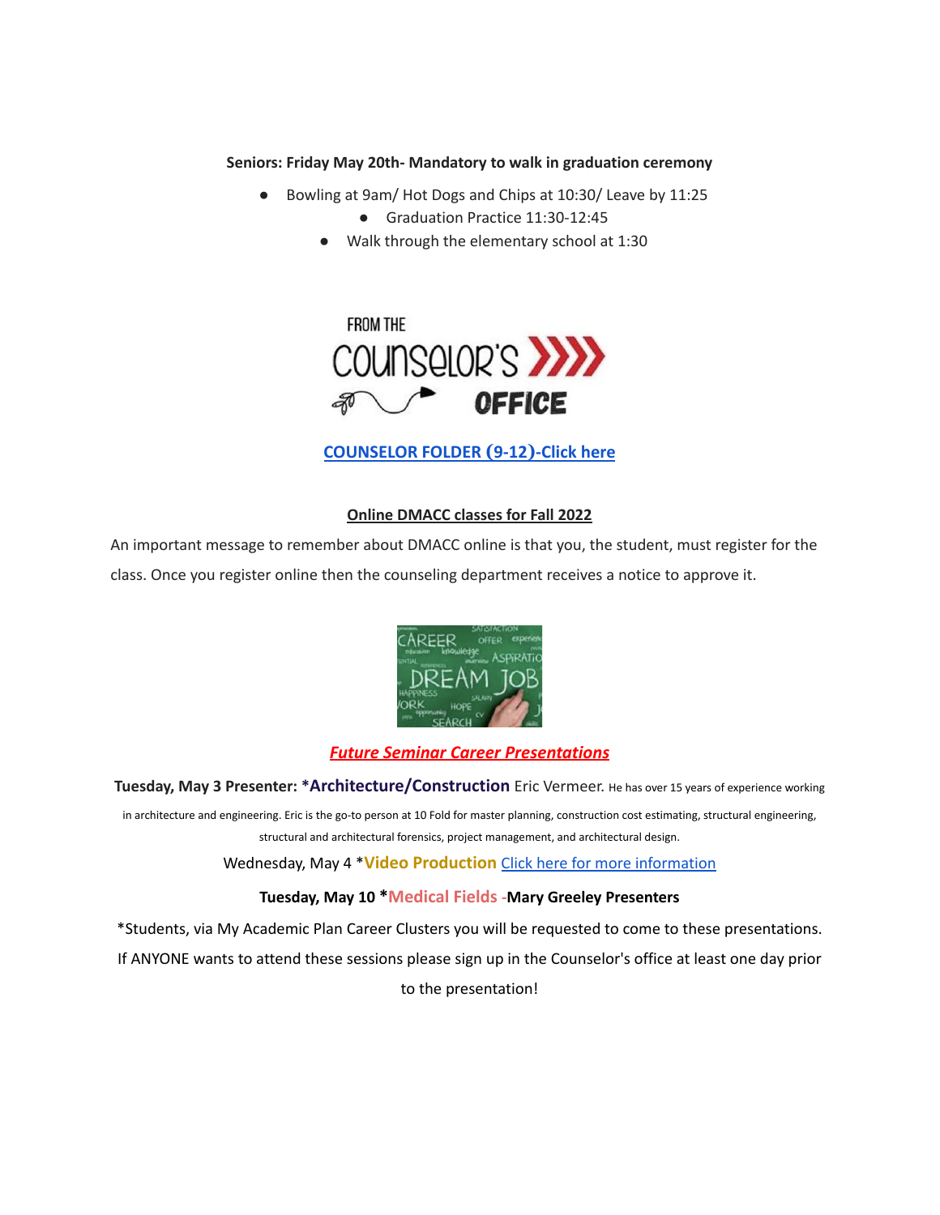**Seniors: Friday May 20th- Mandatory to walk in graduation ceremony**

- Bowling at 9am/ Hot Dogs and Chips at 10:30/ Leave by 11:25
    - Graduation Practice 11:30-12:45
- Walk through the elementary school at 1:30

FROM THE COUNSELOR'S OFFICE

**[COUNSELOR FOLDER (9-12)-Click here]**

**Online DMACC classes for Fall 2022**

An important message to remember about DMACC online is that you, the student, must register for the class. Once you register online then the counseling department receives a notice to approve it.

***Future Seminar Career Presentations***

**Tuesday, May 3 Presenter: *Architecture/Construction** Eric Vermeer. He has over 15 years of experience working in architecture and engineering. Eric is the go-to person at 10 Fold for master planning, construction cost estimating, structural engineering, structural and architectural forensics, project management, and architectural design.

Wednesday, May 4 ***Video Production** [Click here for more information]

**Tuesday, May 10 *Medical Fields -Mary Greeley Presenters**

*Students, via My Academic Plan Career Clusters you will be requested to come to these presentations. If ANYONE wants to attend these sessions please sign up in the Counselor's office at least one day prior to the presentation!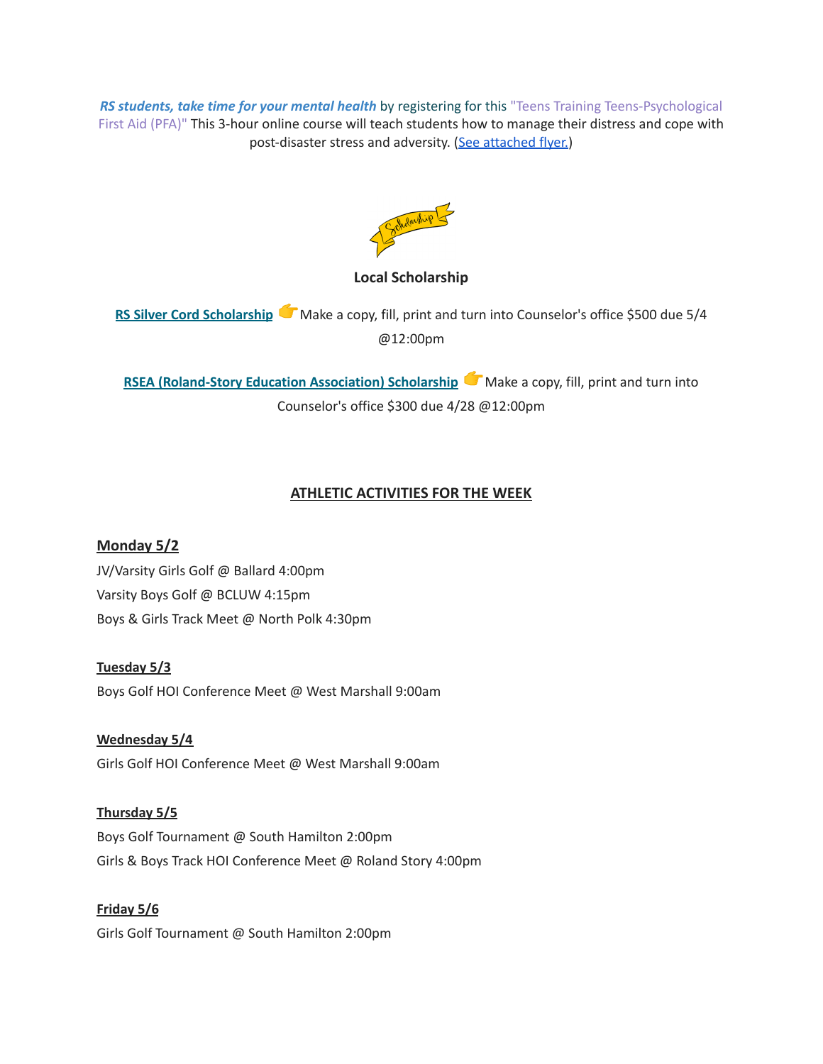***RS students, take time for your mental health*** by registering for this "Teens Training Teens-Psychological First Aid (PFA)" This 3-hour online course will teach students how to manage their distress and cope with post-disaster stress and adversity. (See attached flyer.)

**Local Scholarship**

**RS Silver Cord Scholarship** 👉 Make a copy, fill, print and turn into Counselor's office $500 due 5/4 @12:00pm

**RSEA (Roland-Story Education Association) Scholarship** 👉 Make a copy, fill, print and turn into Counselor's office $300 due 4/28 @12:00pm

## ATHLETIC ACTIVITIES FOR THE WEEK

**Monday 5/2**

JV/Varsity Girls Golf @ Ballard 4:00pm
Varsity Boys Golf @ BCLUW 4:15pm
Boys & Girls Track Meet @ North Polk 4:30pm

**Tuesday 5/3**

Boys Golf HOI Conference Meet @ West Marshall 9:00am

**Wednesday 5/4**

Girls Golf HOI Conference Meet @ West Marshall 9:00am

**Thursday 5/5**

Boys Golf Tournament @ South Hamilton 2:00pm
Girls & Boys Track HOI Conference Meet @ Roland Story 4:00pm

**Friday 5/6**

Girls Golf Tournament @ South Hamilton 2:00pm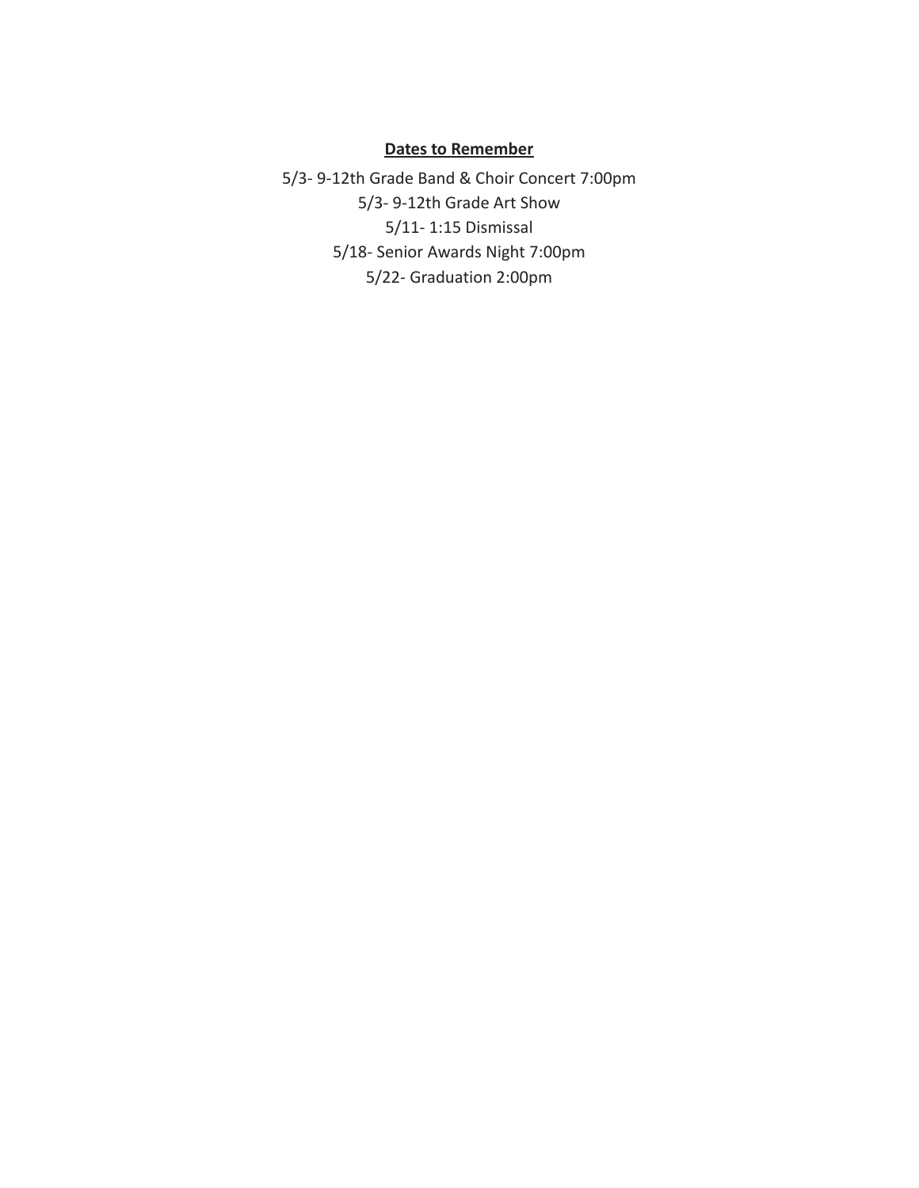**<u>Dates to Remember</u>**

5/3- 9-12th Grade Band & Choir Concert 7:00pm
5/3- 9-12th Grade Art Show
5/11- 1:15 Dismissal
5/18- Senior Awards Night 7:00pm
5/22- Graduation 2:00pm